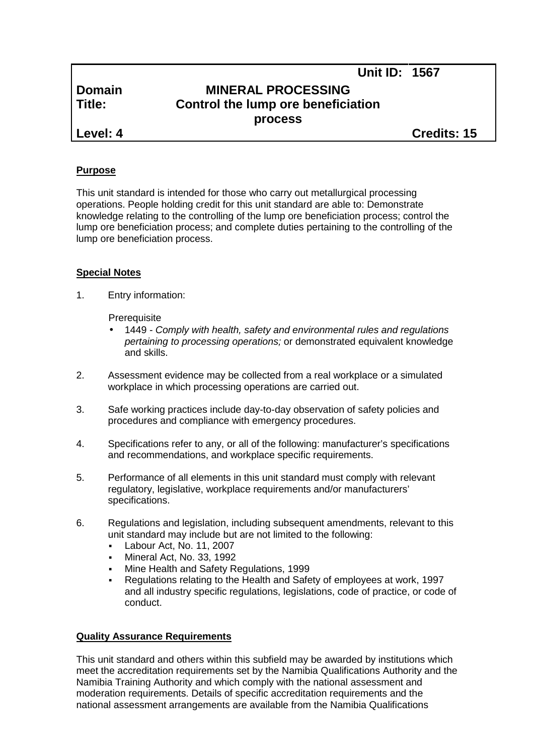| | | Unit ID: | 1567 |
|---|---|---|---|
| **Domain** | **MINERAL PROCESSING** | | |
| **Title:** | **Control the lump ore beneficiation process** | | |
| **Level: 4** | | | **Credits: 15** |

## Purpose

This unit standard is intended for those who carry out metallurgical processing operations. People holding credit for this unit standard are able to: Demonstrate knowledge relating to the controlling of the lump ore beneficiation process; control the lump ore beneficiation process; and complete duties pertaining to the controlling of the lump ore beneficiation process.

## Special Notes

1. Entry information:

   Prerequisite
   - 1449 - *Comply with health, safety and environmental rules and regulations pertaining to processing operations;* or demonstrated equivalent knowledge and skills.

2. Assessment evidence may be collected from a real workplace or a simulated workplace in which processing operations are carried out.

3. Safe working practices include day-to-day observation of safety policies and procedures and compliance with emergency procedures.

4. Specifications refer to any, or all of the following: manufacturer's specifications and recommendations, and workplace specific requirements.

5. Performance of all elements in this unit standard must comply with relevant regulatory, legislative, workplace requirements and/or manufacturers' specifications.

6. Regulations and legislation, including subsequent amendments, relevant to this unit standard may include but are not limited to the following:
   - Labour Act, No. 11, 2007
   - Mineral Act, No. 33, 1992
   - Mine Health and Safety Regulations, 1999
   - Regulations relating to the Health and Safety of employees at work, 1997 and all industry specific regulations, legislations, code of practice, or code of conduct.

## Quality Assurance Requirements

This unit standard and others within this subfield may be awarded by institutions which meet the accreditation requirements set by the Namibia Qualifications Authority and the Namibia Training Authority and which comply with the national assessment and moderation requirements. Details of specific accreditation requirements and the national assessment arrangements are available from the Namibia Qualifications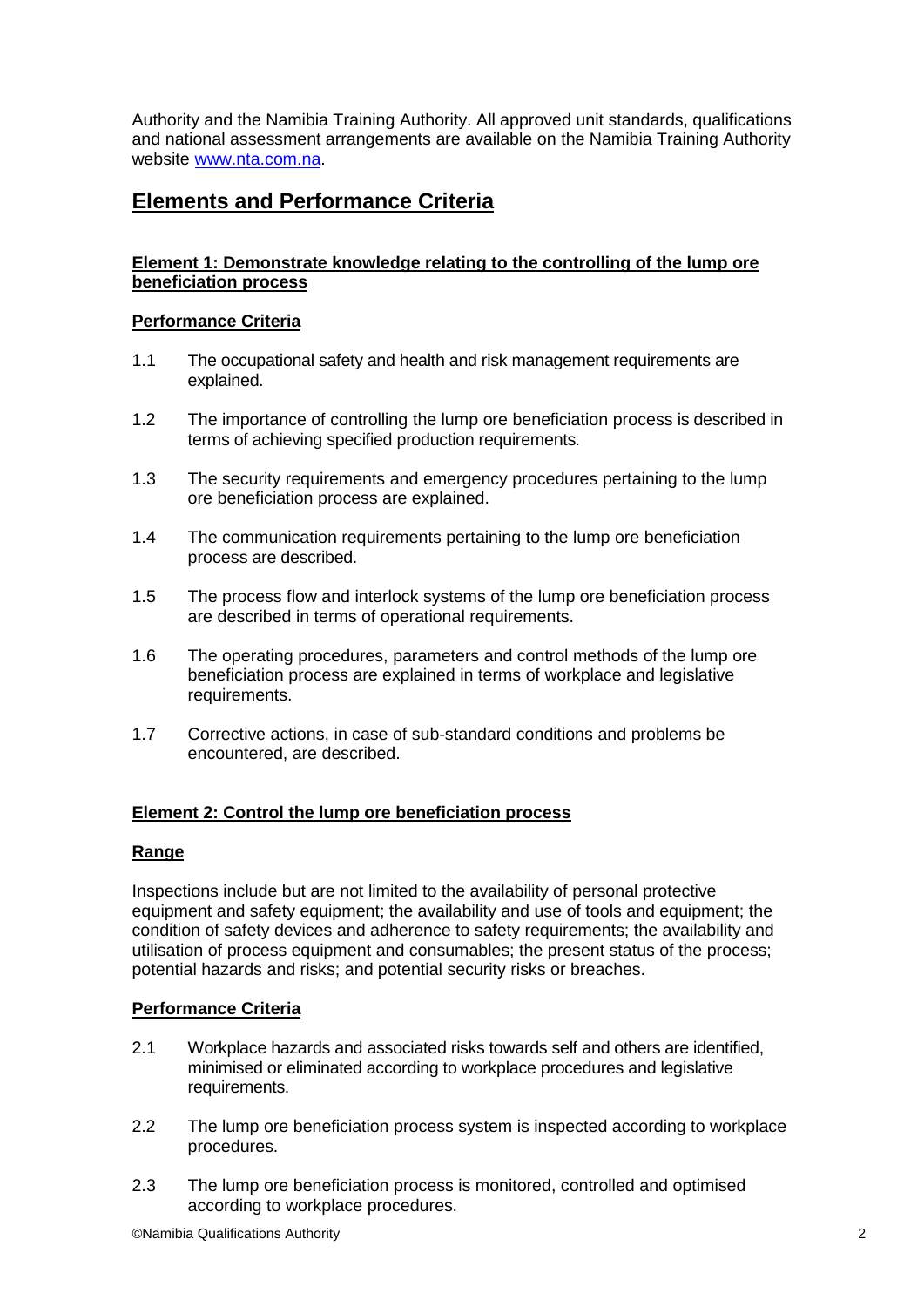Authority and the Namibia Training Authority. All approved unit standards, qualifications and national assessment arrangements are available on the Namibia Training Authority website www.nta.com.na.

## Elements and Performance Criteria

### Element 1: Demonstrate knowledge relating to the controlling of the lump ore beneficiation process

#### Performance Criteria

1.1 The occupational safety and health and risk management requirements are explained.

1.2 The importance of controlling the lump ore beneficiation process is described in terms of achieving specified production requirements.

1.3 The security requirements and emergency procedures pertaining to the lump ore beneficiation process are explained.

1.4 The communication requirements pertaining to the lump ore beneficiation process are described.

1.5 The process flow and interlock systems of the lump ore beneficiation process are described in terms of operational requirements.

1.6 The operating procedures, parameters and control methods of the lump ore beneficiation process are explained in terms of workplace and legislative requirements.

1.7 Corrective actions, in case of sub-standard conditions and problems be encountered, are described.

### Element 2: Control the lump ore beneficiation process

#### Range

Inspections include but are not limited to the availability of personal protective equipment and safety equipment; the availability and use of tools and equipment; the condition of safety devices and adherence to safety requirements; the availability and utilisation of process equipment and consumables; the present status of the process; potential hazards and risks; and potential security risks or breaches.

#### Performance Criteria

2.1 Workplace hazards and associated risks towards self and others are identified, minimised or eliminated according to workplace procedures and legislative requirements.

2.2 The lump ore beneficiation process system is inspected according to workplace procedures.

2.3 The lump ore beneficiation process is monitored, controlled and optimised according to workplace procedures.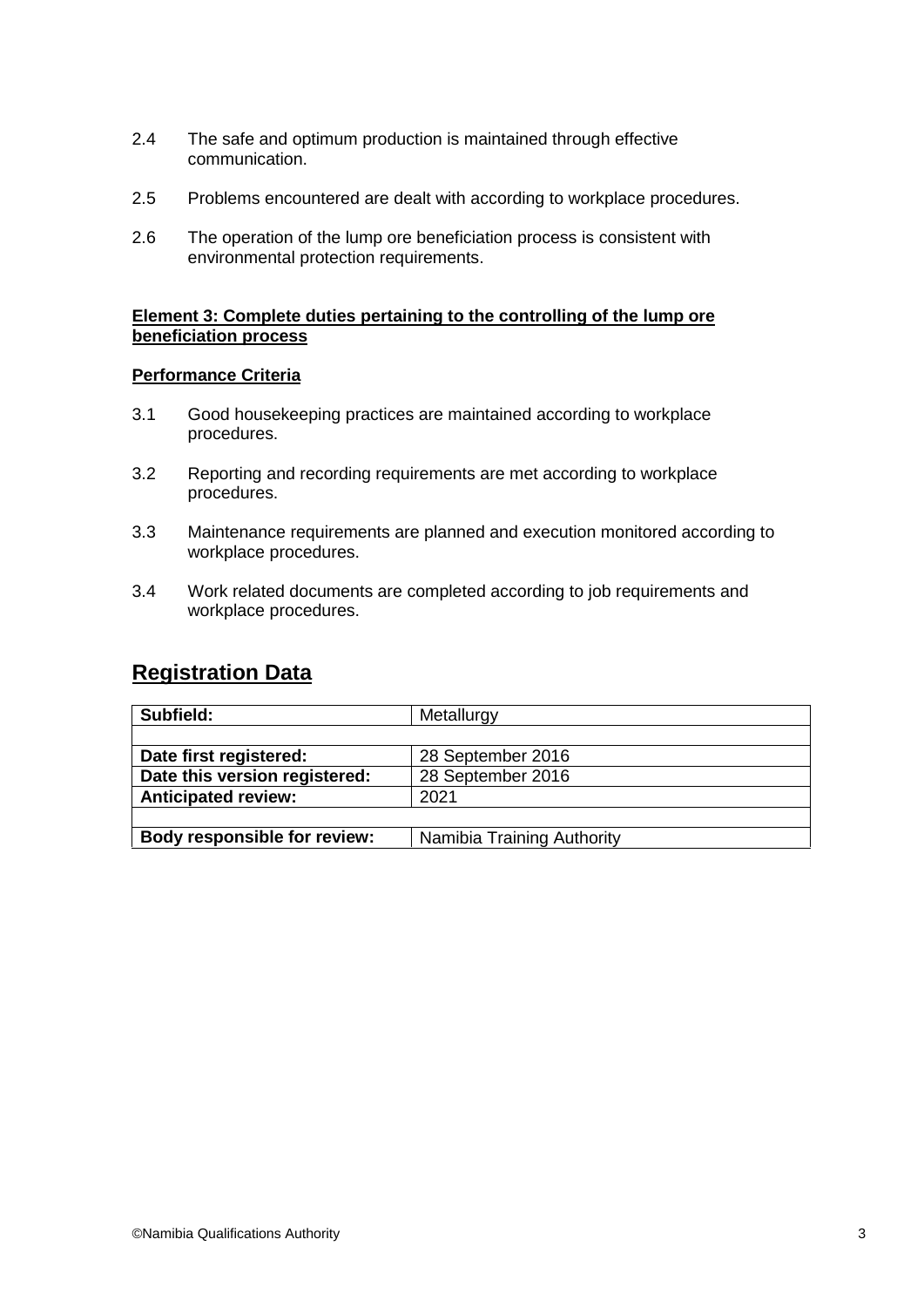2.4 The safe and optimum production is maintained through effective communication.

2.5 Problems encountered are dealt with according to workplace procedures.

2.6 The operation of the lump ore beneficiation process is consistent with environmental protection requirements.

**Element 3: Complete duties pertaining to the controlling of the lump ore beneficiation process**

**Performance Criteria**

3.1 Good housekeeping practices are maintained according to workplace procedures.

3.2 Reporting and recording requirements are met according to workplace procedures.

3.3 Maintenance requirements are planned and execution monitored according to workplace procedures.

3.4 Work related documents are completed according to job requirements and workplace procedures.

## Registration Data

| | |
|---|---|
| **Subfield:** | Metallurgy |
| | |
| **Date first registered:** | 28 September 2016 |
| **Date this version registered:** | 28 September 2016 |
| **Anticipated review:** | 2021 |
| | |
| **Body responsible for review:** | Namibia Training Authority |

©Namibia Qualifications Authority